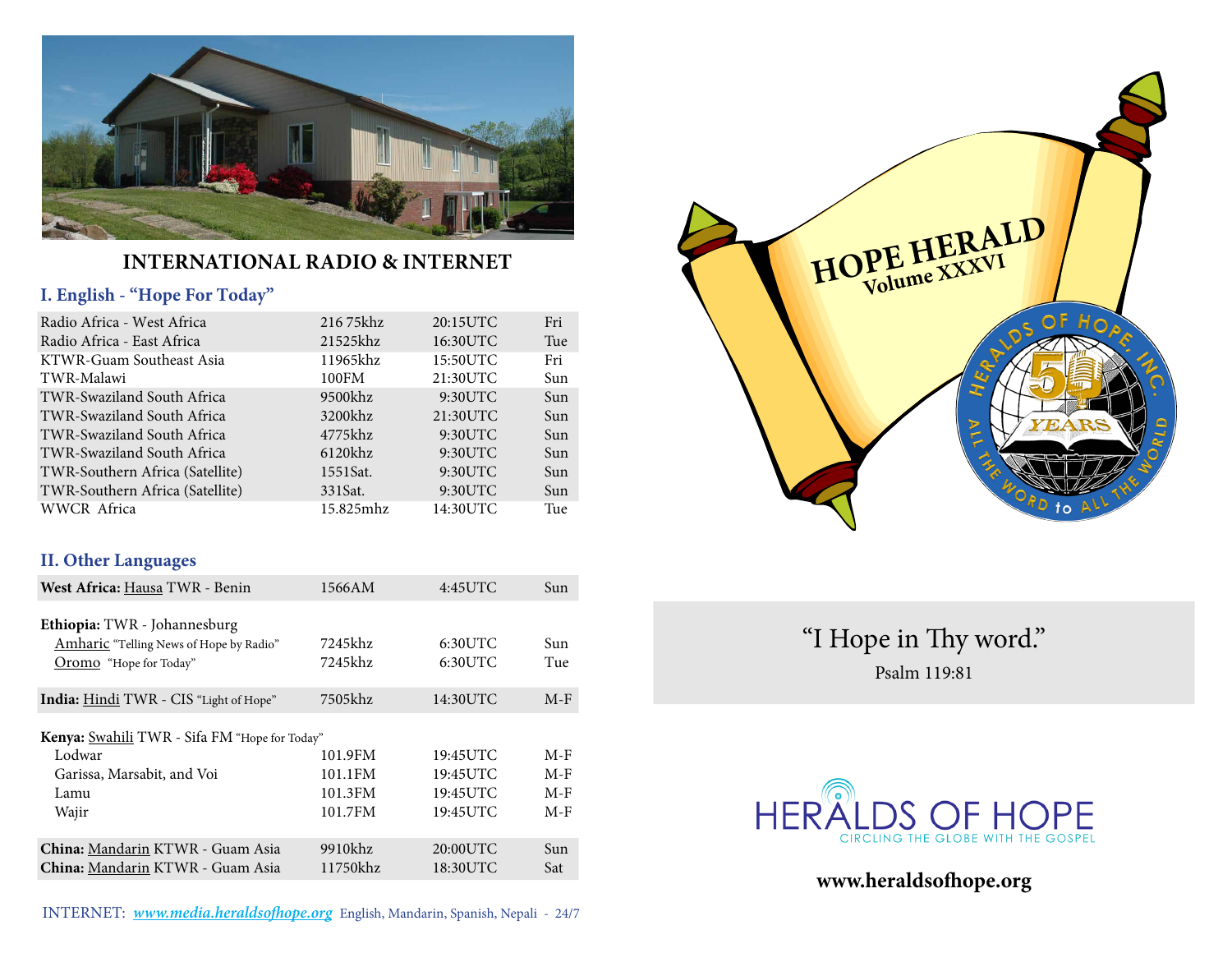## INTERNATIONAL RADIO & INTERNET

### I. English - "Hope For Today"

| | | | |
|---|---|---|---|
| Radio Africa - West Africa | 216 75khz | 20:15UTC | Fri |
| Radio Africa - East Africa | 21525khz | 16:30UTC | Tue |
| KTWR-Guam Southeast Asia | 11965khz | 15:50UTC | Fri |
| TWR-Malawi | 100FM | 21:30UTC | Sun |
| TWR-Swaziland South Africa | 9500khz | 9:30UTC | Sun |
| TWR-Swaziland South Africa | 3200khz | 21:30UTC | Sun |
| TWR-Swaziland South Africa | 4775khz | 9:30UTC | Sun |
| TWR-Swaziland South Africa | 6120khz | 9:30UTC | Sun |
| TWR-Southern Africa (Satellite) | 1551Sat. | 9:30UTC | Sun |
| TWR-Southern Africa (Satellite) | 331Sat. | 9:30UTC | Sun |
| WWCR Africa | 15.825mhz | 14:30UTC | Tue |

### II. Other Languages

| | | | |
|---|---|---|---|
| **West Africa:** Hausa TWR - Benin | 1566AM | 4:45UTC | Sun |
| **Ethiopia:** TWR - Johannesburg | | | |
| Amharic "Telling News of Hope by Radio" | 7245khz | 6:30UTC | Sun |
| Oromo "Hope for Today" | 7245khz | 6:30UTC | Tue |
| **India:** Hindi TWR - CIS "Light of Hope" | 7505khz | 14:30UTC | M-F |
| **Kenya:** Swahili TWR - Sifa FM "Hope for Today" | | | |
| Lodwar | 101.9FM | 19:45UTC | M-F |
| Garissa, Marsabit, and Voi | 101.1FM | 19:45UTC | M-F |
| Lamu | 101.3FM | 19:45UTC | M-F |
| Wajir | 101.7FM | 19:45UTC | M-F |
| **China:** Mandarin KTWR - Guam Asia | 9910khz | 20:00UTC | Sun |
| **China:** Mandarin KTWR - Guam Asia | 11750khz | 18:30UTC | Sat |

INTERNET: *www.media.heraldsofhope.org* English, Mandarin, Spanish, Nepali - 24/7

# HOPE HERALD
## Volume XXXVI

HERALDS OF HOPE, INC. 50 YEARS — ALL THE WORD to ALL THE WORLD

"I Hope in Thy word."

Psalm 119:81

HERALDS OF HOPE
CIRCLING THE GLOBE WITH THE GOSPEL

**www.heraldsofhope.org**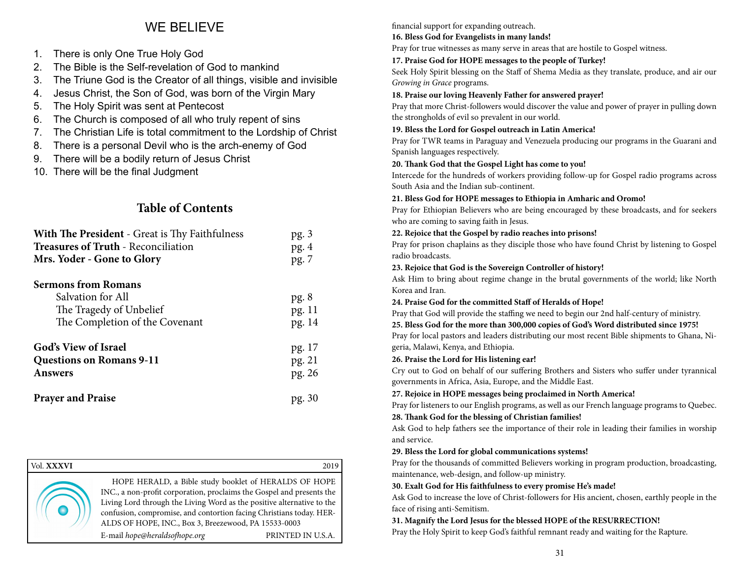# WE BELIEVE

1. There is only One True Holy God
2. The Bible is the Self-revelation of God to mankind
3. The Triune God is the Creator of all things, visible and invisible
4. Jesus Christ, the Son of God, was born of the Virgin Mary
5. The Holy Spirit was sent at Pentecost
6. The Church is composed of all who truly repent of sins
7. The Christian Life is total commitment to the Lordship of Christ
8. There is a personal Devil who is the arch-enemy of God
9. There will be a bodily return of Jesus Christ
10. There will be the final Judgment

## Table of Contents

| | |
|---|---|
| **With The President** - Great is Thy Faithfulness | pg. 3 |
| **Treasures of Truth** - Reconciliation | pg. 4 |
| **Mrs. Yoder - Gone to Glory** | pg. 7 |
| **Sermons from Romans** | |
| Salvation for All | pg. 8 |
| The Tragedy of Unbelief | pg. 11 |
| The Completion of the Covenant | pg. 14 |
| **God's View of Israel** | pg. 17 |
| **Questions on Romans 9-11** | pg. 21 |
| **Answers** | pg. 26 |
| **Prayer and Praise** | pg. 30 |

Vol. **XXXVI** 2019

HOPE HERALD, a Bible study booklet of HERALDS OF HOPE INC., a non-profit corporation, proclaims the Gospel and presents the Living Lord through the Living Word as the positive alternative to the confusion, compromise, and contortion facing Christians today. HERALDS OF HOPE, INC., Box 3, Breezewood, PA 15533-0003

E-mail *hope@heraldsofhope.org* PRINTED IN U.S.A.

financial support for expanding outreach.

**16. Bless God for Evangelists in many lands!**
Pray for true witnesses as many serve in areas that are hostile to Gospel witness.

**17. Praise God for HOPE messages to the people of Turkey!**
Seek Holy Spirit blessing on the Staff of Shema Media as they translate, produce, and air our *Growing in Grace* programs.

**18. Praise our loving Heavenly Father for answered prayer!**
Pray that more Christ-followers would discover the value and power of prayer in pulling down the strongholds of evil so prevalent in our world.

**19. Bless the Lord for Gospel outreach in Latin America!**
Pray for TWR teams in Paraguay and Venezuela producing our programs in the Guarani and Spanish languages respectively.

**20. Thank God that the Gospel Light has come to you!**
Intercede for the hundreds of workers providing follow-up for Gospel radio programs across South Asia and the Indian sub-continent.

**21. Bless God for HOPE messages to Ethiopia in Amharic and Oromo!**
Pray for Ethiopian Believers who are being encouraged by these broadcasts, and for seekers who are coming to saving faith in Jesus.

**22. Rejoice that the Gospel by radio reaches into prisons!**
Pray for prison chaplains as they disciple those who have found Christ by listening to Gospel radio broadcasts.

**23. Rejoice that God is the Sovereign Controller of history!**
Ask Him to bring about regime change in the brutal governments of the world; like North Korea and Iran.

**24. Praise God for the committed Staff of Heralds of Hope!**
Pray that God will provide the staffing we need to begin our 2nd half-century of ministry.

**25. Bless God for the more than 300,000 copies of God's Word distributed since 1975!**
Pray for local pastors and leaders distributing our most recent Bible shipments to Ghana, Nigeria, Malawi, Kenya, and Ethiopia.

**26. Praise the Lord for His listening ear!**
Cry out to God on behalf of our suffering Brothers and Sisters who suffer under tyrannical governments in Africa, Asia, Europe, and the Middle East.

**27. Rejoice in HOPE messages being proclaimed in North America!**
Pray for listeners to our English programs, as well as our French language programs to Quebec.

**28. Thank God for the blessing of Christian families!**
Ask God to help fathers see the importance of their role in leading their families in worship and service.

**29. Bless the Lord for global communications systems!**
Pray for the thousands of committed Believers working in program production, broadcasting, maintenance, web-design, and follow-up ministry.

**30. Exalt God for His faithfulness to every promise He's made!**
Ask God to increase the love of Christ-followers for His ancient, chosen, earthly people in the face of rising anti-Semitism.

**31. Magnify the Lord Jesus for the blessed HOPE of the RESURRECTION!**
Pray the Holy Spirit to keep God's faithful remnant ready and waiting for the Rapture.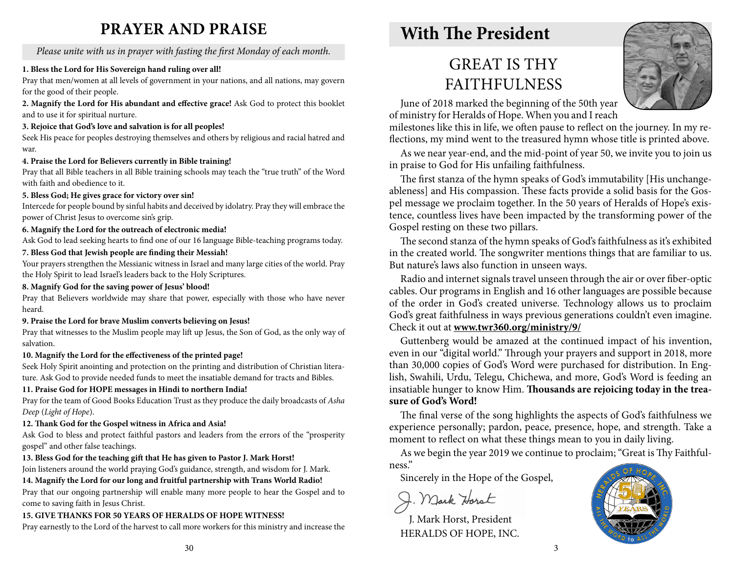# PRAYER AND PRAISE

*Please unite with us in prayer with fasting the first Monday of each month.*

**1. Bless the Lord for His Sovereign hand ruling over all!**
Pray that men/women at all levels of government in your nations, and all nations, may govern for the good of their people.

**2. Magnify the Lord for His abundant and effective grace!** Ask God to protect this booklet and to use it for spiritual nurture.

**3. Rejoice that God's love and salvation is for all peoples!**
Seek His peace for peoples destroying themselves and others by religious and racial hatred and war.

**4. Praise the Lord for Believers currently in Bible training!**
Pray that all Bible teachers in all Bible training schools may teach the "true truth" of the Word with faith and obedience to it.

**5. Bless God; He gives grace for victory over sin!**
Intercede for people bound by sinful habits and deceived by idolatry. Pray they will embrace the power of Christ Jesus to overcome sin's grip.

**6. Magnify the Lord for the outreach of electronic media!**
Ask God to lead seeking hearts to find one of our 16 language Bible-teaching programs today.

**7. Bless God that Jewish people are finding their Messiah!**
Your prayers strengthen the Messianic witness in Israel and many large cities of the world. Pray the Holy Spirit to lead Israel's leaders back to the Holy Scriptures.

**8. Magnify God for the saving power of Jesus' blood!**
Pray that Believers worldwide may share that power, especially with those who have never heard.

**9. Praise the Lord for brave Muslim converts believing on Jesus!**
Pray that witnesses to the Muslim people may lift up Jesus, the Son of God, as the only way of salvation.

**10. Magnify the Lord for the effectiveness of the printed page!**
Seek Holy Spirit anointing and protection on the printing and distribution of Christian literature. Ask God to provide needed funds to meet the insatiable demand for tracts and Bibles.

**11. Praise God for HOPE messages in Hindi to northern India!**
Pray for the team of Good Books Education Trust as they produce the daily broadcasts of *Asha Deep* (*Light of Hope*).

**12. Thank God for the Gospel witness in Africa and Asia!**
Ask God to bless and protect faithful pastors and leaders from the errors of the "prosperity gospel" and other false teachings.

**13. Bless God for the teaching gift that He has given to Pastor J. Mark Horst!**
Join listeners around the world praying God's guidance, strength, and wisdom for J. Mark.

**14. Magnify the Lord for our long and fruitful partnership with Trans World Radio!**
Pray that our ongoing partnership will enable many more people to hear the Gospel and to come to saving faith in Jesus Christ.

**15. GIVE THANKS FOR 50 YEARS OF HERALDS OF HOPE WITNESS!**
Pray earnestly to the Lord of the harvest to call more workers for this ministry and increase the

# With The President

## GREAT IS THY FAITHFULNESS

June of 2018 marked the beginning of the 50th year of ministry for Heralds of Hope. When you and I reach milestones like this in life, we often pause to reflect on the journey. In my reflections, my mind went to the treasured hymn whose title is printed above.

As we near year-end, and the mid-point of year 50, we invite you to join us in praise to God for His unfailing faithfulness.

The first stanza of the hymn speaks of God's immutability [His unchangeableness] and His compassion. These facts provide a solid basis for the Gospel message we proclaim together. In the 50 years of Heralds of Hope's existence, countless lives have been impacted by the transforming power of the Gospel resting on these two pillars.

The second stanza of the hymn speaks of God's faithfulness as it's exhibited in the created world. The songwriter mentions things that are familiar to us. But nature's laws also function in unseen ways.

Radio and internet signals travel unseen through the air or over fiber-optic cables. Our programs in English and 16 other languages are possible because of the order in God's created universe. Technology allows us to proclaim God's great faithfulness in ways previous generations couldn't even imagine. Check it out at **www.twr360.org/ministry/9/**

Guttenberg would be amazed at the continued impact of his invention, even in our "digital world." Through your prayers and support in 2018, more than 30,000 copies of God's Word were purchased for distribution. In English, Swahili, Urdu, Telegu, Chichewa, and more, God's Word is feeding an insatiable hunger to know Him. **Thousands are rejoicing today in the treasure of God's Word!**

The final verse of the song highlights the aspects of God's faithfulness we experience personally; pardon, peace, presence, hope, and strength. Take a moment to reflect on what these things mean to you in daily living.

As we begin the year 2019 we continue to proclaim; "Great is Thy Faithfulness."

Sincerely in the Hope of the Gospel,

J. Mark Horst

J. Mark Horst, President
HERALDS OF HOPE, INC.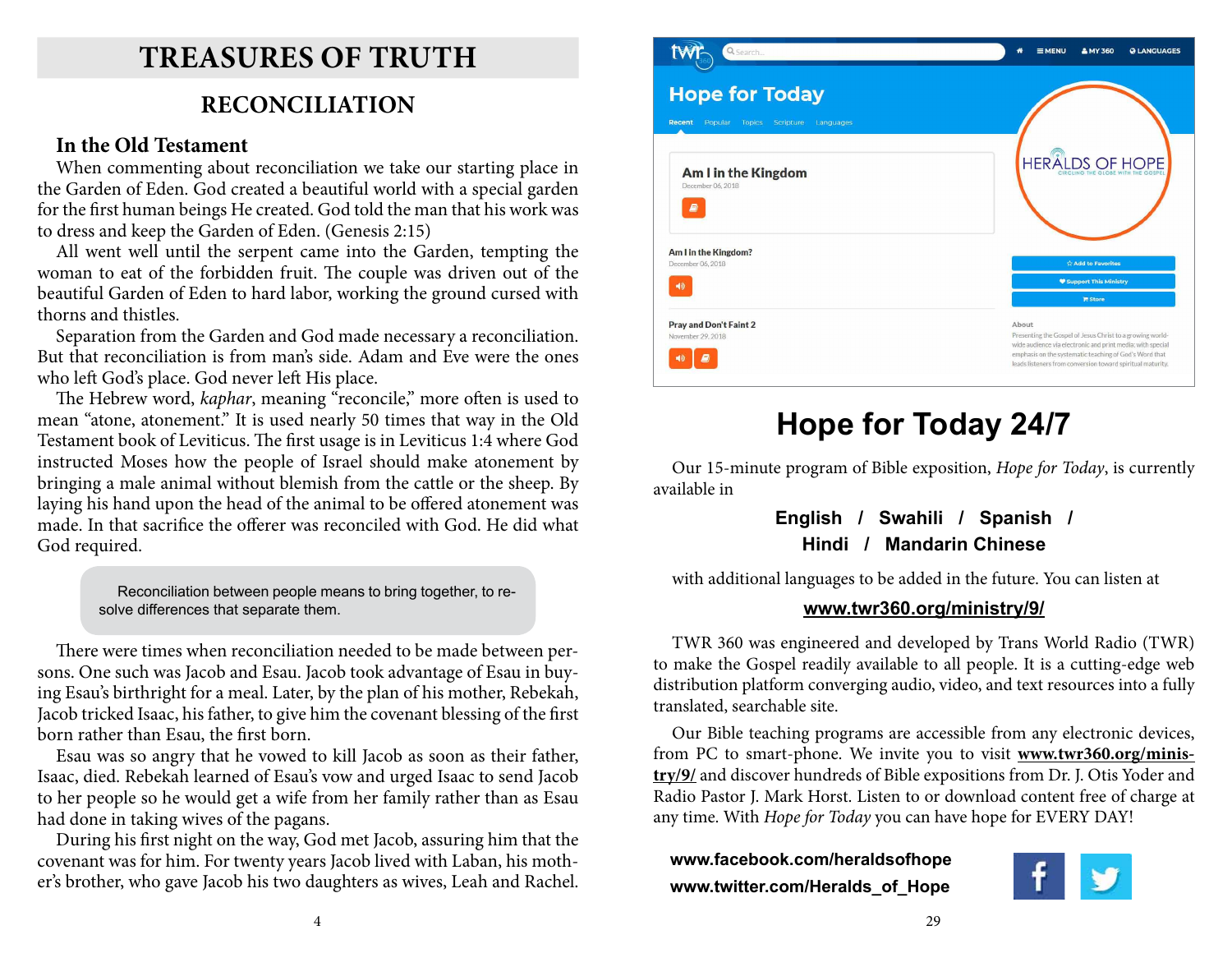# TREASURES OF TRUTH

## RECONCILIATION

### In the Old Testament

When commenting about reconciliation we take our starting place in the Garden of Eden. God created a beautiful world with a special garden for the first human beings He created. God told the man that his work was to dress and keep the Garden of Eden. (Genesis 2:15)

All went well until the serpent came into the Garden, tempting the woman to eat of the forbidden fruit. The couple was driven out of the beautiful Garden of Eden to hard labor, working the ground cursed with thorns and thistles.

Separation from the Garden and God made necessary a reconciliation. But that reconciliation is from man's side. Adam and Eve were the ones who left God's place. God never left His place.

The Hebrew word, *kaphar*, meaning "reconcile," more often is used to mean "atone, atonement." It is used nearly 50 times that way in the Old Testament book of Leviticus. The first usage is in Leviticus 1:4 where God instructed Moses how the people of Israel should make atonement by bringing a male animal without blemish from the cattle or the sheep. By laying his hand upon the head of the animal to be offered atonement was made. In that sacrifice the offerer was reconciled with God. He did what God required.

> Reconciliation between people means to bring together, to resolve differences that separate them.

There were times when reconciliation needed to be made between persons. One such was Jacob and Esau. Jacob took advantage of Esau in buying Esau's birthright for a meal. Later, by the plan of his mother, Rebekah, Jacob tricked Isaac, his father, to give him the covenant blessing of the first born rather than Esau, the first born.

Esau was so angry that he vowed to kill Jacob as soon as their father, Isaac, died. Rebekah learned of Esau's vow and urged Isaac to send Jacob to her people so he would get a wife from her family rather than as Esau had done in taking wives of the pagans.

During his first night on the way, God met Jacob, assuring him that the covenant was for him. For twenty years Jacob lived with Laban, his mother's brother, who gave Jacob his two daughters as wives, Leah and Rachel.

# Hope for Today 24/7

Our 15-minute program of Bible exposition, *Hope for Today*, is currently available in

**English / Swahili / Spanish / Hindi / Mandarin Chinese**

with additional languages to be added in the future. You can listen at

**www.twr360.org/ministry/9/**

TWR 360 was engineered and developed by Trans World Radio (TWR) to make the Gospel readily available to all people. It is a cutting-edge web distribution platform converging audio, video, and text resources into a fully translated, searchable site.

Our Bible teaching programs are accessible from any electronic devices, from PC to smart-phone. We invite you to visit **www.twr360.org/ministry/9/** and discover hundreds of Bible expositions from Dr. J. Otis Yoder and Radio Pastor J. Mark Horst. Listen to or download content free of charge at any time. With *Hope for Today* you can have hope for EVERY DAY!

**www.facebook.com/heraldsofhope**
**www.twitter.com/Heralds_of_Hope**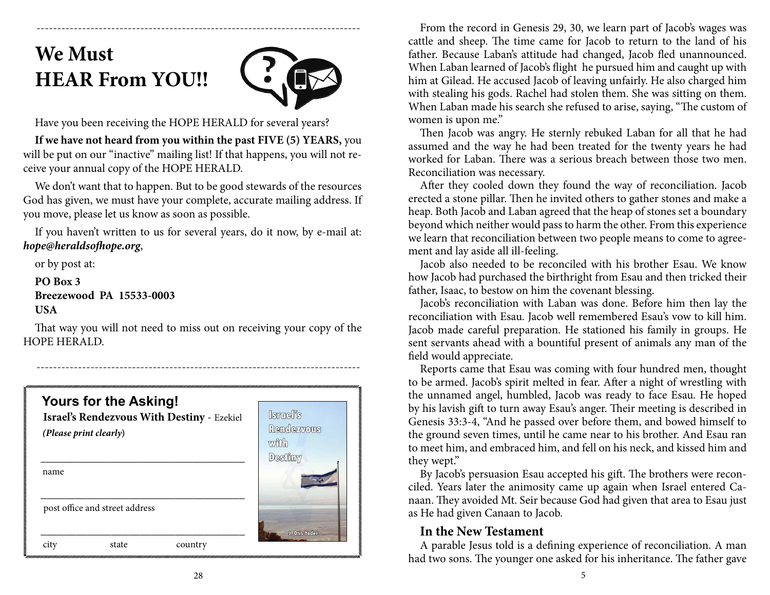---

# We Must HEAR From YOU!!

Have you been receiving the HOPE HERALD for several years?

**If we have not heard from you within the past FIVE (5) YEARS,** you will be put on our "inactive" mailing list! If that happens, you will not receive your annual copy of the HOPE HERALD.

We don't want that to happen. But to be good stewards of the resources God has given, we must have your complete, accurate mailing address. If you move, please let us know as soon as possible.

If you haven't written to us for several years, do it now, by e-mail at: ***hope@heraldsofhope.org***,

or by post at:

**PO Box 3**
**Breezewood PA 15533-0003**
**USA**

That way you will not need to miss out on receiving your copy of the HOPE HERALD.

---

## Yours for the Asking!

**Israel's Rendezvous With Destiny** - Ezekiel

***(Please print clearly)***

\_\_\_\_\_\_\_\_\_\_\_\_\_\_\_\_\_\_\_\_\_\_\_\_\_\_\_\_\_\_\_\_\_\_\_\_\_\_
name

\_\_\_\_\_\_\_\_\_\_\_\_\_\_\_\_\_\_\_\_\_\_\_\_\_\_\_\_\_\_\_\_\_\_\_\_\_\_
post office and street address

\_\_\_\_\_\_\_\_\_\_\_\_\_\_\_\_\_\_\_\_\_\_\_\_\_\_\_\_\_\_\_\_\_\_\_\_\_\_
city state country

From the record in Genesis 29, 30, we learn part of Jacob's wages was cattle and sheep. The time came for Jacob to return to the land of his father. Because Laban's attitude had changed, Jacob fled unannounced. When Laban learned of Jacob's flight he pursued him and caught up with him at Gilead. He accused Jacob of leaving unfairly. He also charged him with stealing his gods. Rachel had stolen them. She was sitting on them. When Laban made his search she refused to arise, saying, "The custom of women is upon me."

Then Jacob was angry. He sternly rebuked Laban for all that he had assumed and the way he had been treated for the twenty years he had worked for Laban. There was a serious breach between those two men. Reconciliation was necessary.

After they cooled down they found the way of reconciliation. Jacob erected a stone pillar. Then he invited others to gather stones and make a heap. Both Jacob and Laban agreed that the heap of stones set a boundary beyond which neither would pass to harm the other. From this experience we learn that reconciliation between two people means to come to agreement and lay aside all ill-feeling.

Jacob also needed to be reconciled with his brother Esau. We know how Jacob had purchased the birthright from Esau and then tricked their father, Isaac, to bestow on him the covenant blessing.

Jacob's reconciliation with Laban was done. Before him then lay the reconciliation with Esau. Jacob well remembered Esau's vow to kill him. Jacob made careful preparation. He stationed his family in groups. He sent servants ahead with a bountiful present of animals any man of the field would appreciate.

Reports came that Esau was coming with four hundred men, thought to be armed. Jacob's spirit melted in fear. After a night of wrestling with the unnamed angel, humbled, Jacob was ready to face Esau. He hoped by his lavish gift to turn away Esau's anger. Their meeting is described in Genesis 33:3-4, "And he passed over before them, and bowed himself to the ground seven times, until he came near to his brother. And Esau ran to meet him, and embraced him, and fell on his neck, and kissed him and they wept."

By Jacob's persuasion Esau accepted his gift. The brothers were reconciled. Years later the animosity came up again when Israel entered Canaan. They avoided Mt. Seir because God had given that area to Esau just as He had given Canaan to Jacob.

### In the New Testament

A parable Jesus told is a defining experience of reconciliation. A man had two sons. The younger one asked for his inheritance. The father gave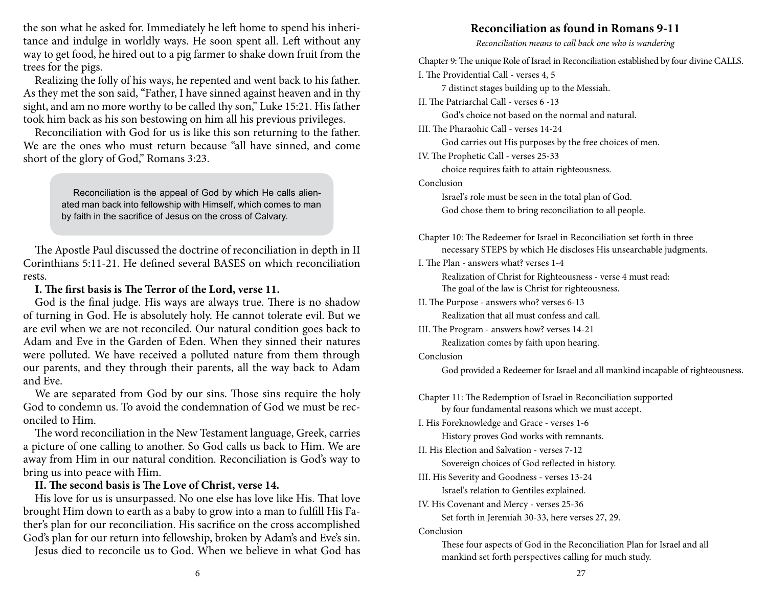the son what he asked for. Immediately he left home to spend his inheritance and indulge in worldly ways. He soon spent all. Left without any way to get food, he hired out to a pig farmer to shake down fruit from the trees for the pigs.

Realizing the folly of his ways, he repented and went back to his father. As they met the son said, "Father, I have sinned against heaven and in thy sight, and am no more worthy to be called thy son," Luke 15:21. His father took him back as his son bestowing on him all his previous privileges.

Reconciliation with God for us is like this son returning to the father. We are the ones who must return because "all have sinned, and come short of the glory of God," Romans 3:23.

> Reconciliation is the appeal of God by which He calls alienated man back into fellowship with Himself, which comes to man by faith in the sacrifice of Jesus on the cross of Calvary.

The Apostle Paul discussed the doctrine of reconciliation in depth in II Corinthians 5:11-21. He defined several BASES on which reconciliation rests.

**I. The first basis is The Terror of the Lord, verse 11.**

God is the final judge. His ways are always true. There is no shadow of turning in God. He is absolutely holy. He cannot tolerate evil. But we are evil when we are not reconciled. Our natural condition goes back to Adam and Eve in the Garden of Eden. When they sinned their natures were polluted. We have received a polluted nature from them through our parents, and they through their parents, all the way back to Adam and Eve.

We are separated from God by our sins. Those sins require the holy God to condemn us. To avoid the condemnation of God we must be reconciled to Him.

The word reconciliation in the New Testament language, Greek, carries a picture of one calling to another. So God calls us back to Him. We are away from Him in our natural condition. Reconciliation is God's way to bring us into peace with Him.

**II. The second basis is The Love of Christ, verse 14.**

His love for us is unsurpassed. No one else has love like His. That love brought Him down to earth as a baby to grow into a man to fulfill His Father's plan for our reconciliation. His sacrifice on the cross accomplished God's plan for our return into fellowship, broken by Adam's and Eve's sin.

Jesus died to reconcile us to God. When we believe in what God has

## Reconciliation as found in Romans 9-11

*Reconciliation means to call back one who is wandering*

Chapter 9: The unique Role of Israel in Reconciliation established by four divine CALLS.

I. The Providential Call - verses 4, 5
 7 distinct stages building up to the Messiah.

II. The Patriarchal Call - verses 6 -13
 God's choice not based on the normal and natural.

III. The Pharaohic Call - verses 14-24
 God carries out His purposes by the free choices of men.

IV. The Prophetic Call - verses 25-33
 choice requires faith to attain righteousness.

Conclusion
 Israel's role must be seen in the total plan of God.
 God chose them to bring reconciliation to all people.

Chapter 10: The Redeemer for Israel in Reconciliation set forth in three necessary STEPS by which He discloses His unsearchable judgments.

I. The Plan - answers what? verses 1-4
 Realization of Christ for Righteousness - verse 4 must read:
 The goal of the law is Christ for righteousness.

II. The Purpose - answers who? verses 6-13
 Realization that all must confess and call.

III. The Program - answers how? verses 14-21
 Realization comes by faith upon hearing.

Conclusion
 God provided a Redeemer for Israel and all mankind incapable of righteousness.

Chapter 11: The Redemption of Israel in Reconciliation supported by four fundamental reasons which we must accept.

I. His Foreknowledge and Grace - verses 1-6
 History proves God works with remnants.

II. His Election and Salvation - verses 7-12
 Sovereign choices of God reflected in history.

III. His Severity and Goodness - verses 13-24
 Israel's relation to Gentiles explained.

IV. His Covenant and Mercy - verses 25-36
 Set forth in Jeremiah 30-33, here verses 27, 29.

Conclusion
 These four aspects of God in the Reconciliation Plan for Israel and all mankind set forth perspectives calling for much study.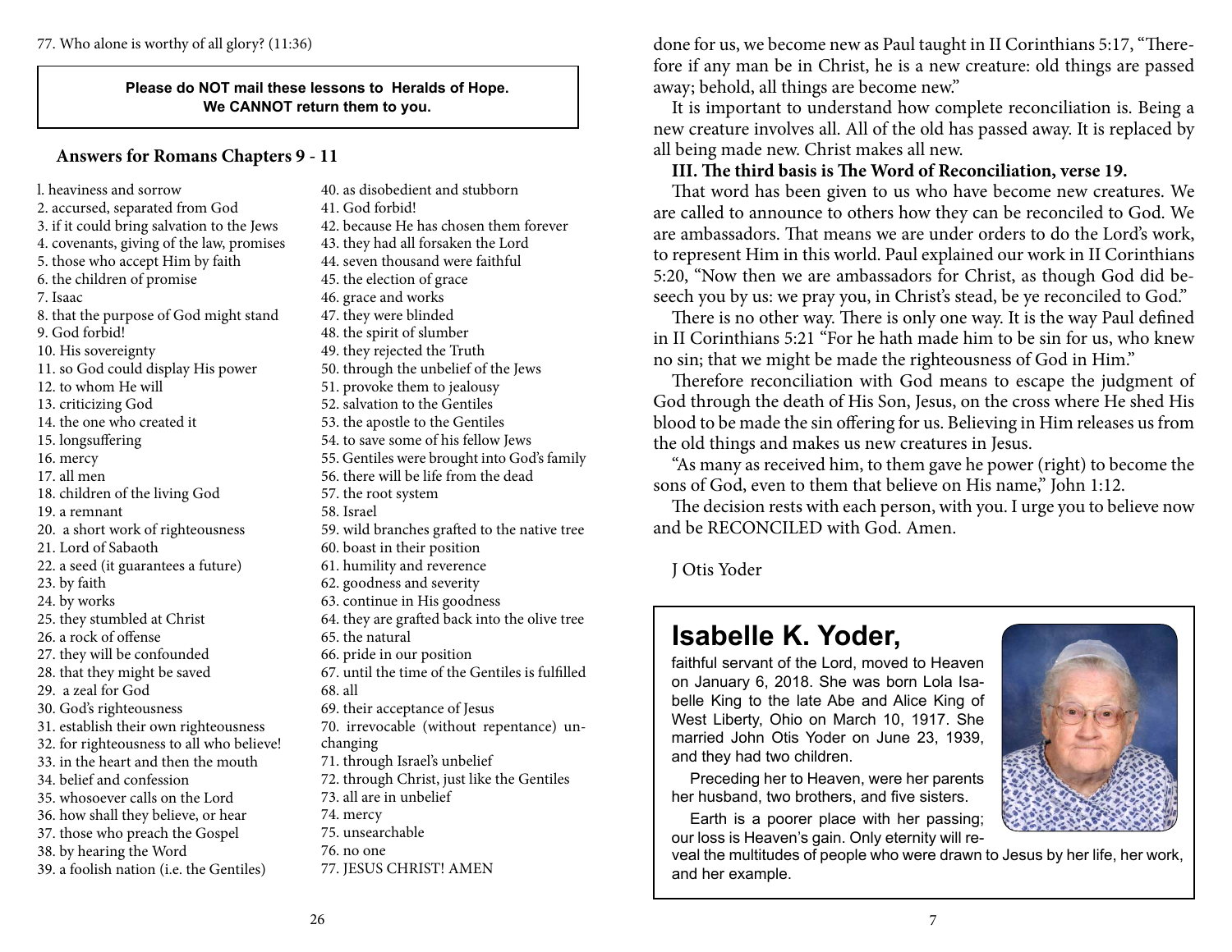77. Who alone is worthy of all glory? (11:36)

**Please do NOT mail these lessons to Heralds of Hope. We CANNOT return them to you.**

### Answers for Romans Chapters 9 - 11

1. heaviness and sorrow
2. accursed, separated from God
3. if it could bring salvation to the Jews
4. covenants, giving of the law, promises
5. those who accept Him by faith
6. the children of promise
7. Isaac
8. that the purpose of God might stand
9. God forbid!
10. His sovereignty
11. so God could display His power
12. to whom He will
13. criticizing God
14. the one who created it
15. longsuffering
16. mercy
17. all men
18. children of the living God
19. a remnant
20. a short work of righteousness
21. Lord of Sabaoth
22. a seed (it guarantees a future)
23. by faith
24. by works
25. they stumbled at Christ
26. a rock of offense
27. they will be confounded
28. that they might be saved
29. a zeal for God
30. God's righteousness
31. establish their own righteousness
32. for righteousness to all who believe!
33. in the heart and then the mouth
34. belief and confession
35. whosoever calls on the Lord
36. how shall they believe, or hear
37. those who preach the Gospel
38. by hearing the Word
39. a foolish nation (i.e. the Gentiles)
40. as disobedient and stubborn
41. God forbid!
42. because He has chosen them forever
43. they had all forsaken the Lord
44. seven thousand were faithful
45. the election of grace
46. grace and works
47. they were blinded
48. the spirit of slumber
49. they rejected the Truth
50. through the unbelief of the Jews
51. provoke them to jealousy
52. salvation to the Gentiles
53. the apostle to the Gentiles
54. to save some of his fellow Jews
55. Gentiles were brought into God's family
56. there will be life from the dead
57. the root system
58. Israel
59. wild branches grafted to the native tree
60. boast in their position
61. humility and reverence
62. goodness and severity
63. continue in His goodness
64. they are grafted back into the olive tree
65. the natural
66. pride in our position
67. until the time of the Gentiles is fulfilled
68. all
69. their acceptance of Jesus
70. irrevocable (without repentance) unchanging
71. through Israel's unbelief
72. through Christ, just like the Gentiles
73. all are in unbelief
74. mercy
75. unsearchable
76. no one
77. JESUS CHRIST! AMEN

done for us, we become new as Paul taught in II Corinthians 5:17, "Therefore if any man be in Christ, he is a new creature: old things are passed away; behold, all things are become new."

It is important to understand how complete reconciliation is. Being a new creature involves all. All of the old has passed away. It is replaced by all being made new. Christ makes all new.

**III. The third basis is The Word of Reconciliation, verse 19.**

That word has been given to us who have become new creatures. We are called to announce to others how they can be reconciled to God. We are ambassadors. That means we are under orders to do the Lord's work, to represent Him in this world. Paul explained our work in II Corinthians 5:20, "Now then we are ambassadors for Christ, as though God did beseech you by us: we pray you, in Christ's stead, be ye reconciled to God."

There is no other way. There is only one way. It is the way Paul defined in II Corinthians 5:21 "For he hath made him to be sin for us, who knew no sin; that we might be made the righteousness of God in Him."

Therefore reconciliation with God means to escape the judgment of God through the death of His Son, Jesus, on the cross where He shed His blood to be made the sin offering for us. Believing in Him releases us from the old things and makes us new creatures in Jesus.

"As many as received him, to them gave he power (right) to become the sons of God, even to them that believe on His name," John 1:12.

The decision rests with each person, with you. I urge you to believe now and be RECONCILED with God. Amen.

J Otis Yoder

## Isabelle K. Yoder,

faithful servant of the Lord, moved to Heaven on January 6, 2018. She was born Lola Isabelle King to the late Abe and Alice King of West Liberty, Ohio on March 10, 1917. She married John Otis Yoder on June 23, 1939, and they had two children.

Preceding her to Heaven, were her parents her husband, two brothers, and five sisters.

Earth is a poorer place with her passing; our loss is Heaven's gain. Only eternity will reveal the multitudes of people who were drawn to Jesus by her life, her work, and her example.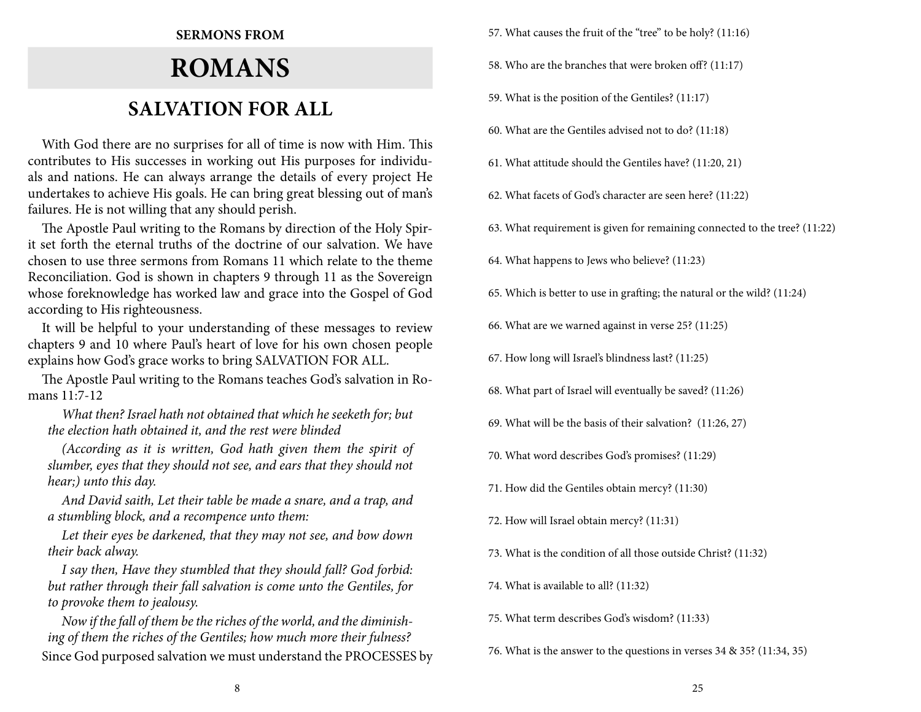**SERMONS FROM**

# ROMANS

## SALVATION FOR ALL

With God there are no surprises for all of time is now with Him. This contributes to His successes in working out His purposes for individuals and nations. He can always arrange the details of every project He undertakes to achieve His goals. He can bring great blessing out of man's failures. He is not willing that any should perish.

The Apostle Paul writing to the Romans by direction of the Holy Spirit set forth the eternal truths of the doctrine of our salvation. We have chosen to use three sermons from Romans 11 which relate to the theme Reconciliation. God is shown in chapters 9 through 11 as the Sovereign whose foreknowledge has worked law and grace into the Gospel of God according to His righteousness.

It will be helpful to your understanding of these messages to review chapters 9 and 10 where Paul's heart of love for his own chosen people explains how God's grace works to bring SALVATION FOR ALL.

The Apostle Paul writing to the Romans teaches God's salvation in Romans 11:7-12

> *What then? Israel hath not obtained that which he seeketh for; but the election hath obtained it, and the rest were blinded*
>
> *(According as it is written, God hath given them the spirit of slumber, eyes that they should not see, and ears that they should not hear;) unto this day.*
>
> *And David saith, Let their table be made a snare, and a trap, and a stumbling block, and a recompence unto them:*
>
> *Let their eyes be darkened, that they may not see, and bow down their back alway.*
>
> *I say then, Have they stumbled that they should fall? God forbid: but rather through their fall salvation is come unto the Gentiles, for to provoke them to jealousy.*
>
> *Now if the fall of them be the riches of the world, and the diminishing of them the riches of the Gentiles; how much more their fulness?*

Since God purposed salvation we must understand the PROCESSES by

57. What causes the fruit of the "tree" to be holy? (11:16)

58. Who are the branches that were broken off? (11:17)

59. What is the position of the Gentiles? (11:17)

60. What are the Gentiles advised not to do? (11:18)

61. What attitude should the Gentiles have? (11:20, 21)

62. What facets of God's character are seen here? (11:22)

63. What requirement is given for remaining connected to the tree? (11:22)

64. What happens to Jews who believe? (11:23)

65. Which is better to use in grafting; the natural or the wild? (11:24)

66. What are we warned against in verse 25? (11:25)

67. How long will Israel's blindness last? (11:25)

68. What part of Israel will eventually be saved? (11:26)

69. What will be the basis of their salvation? (11:26, 27)

70. What word describes God's promises? (11:29)

71. How did the Gentiles obtain mercy? (11:30)

72. How will Israel obtain mercy? (11:31)

73. What is the condition of all those outside Christ? (11:32)

74. What is available to all? (11:32)

75. What term describes God's wisdom? (11:33)

76. What is the answer to the questions in verses 34 & 35? (11:34, 35)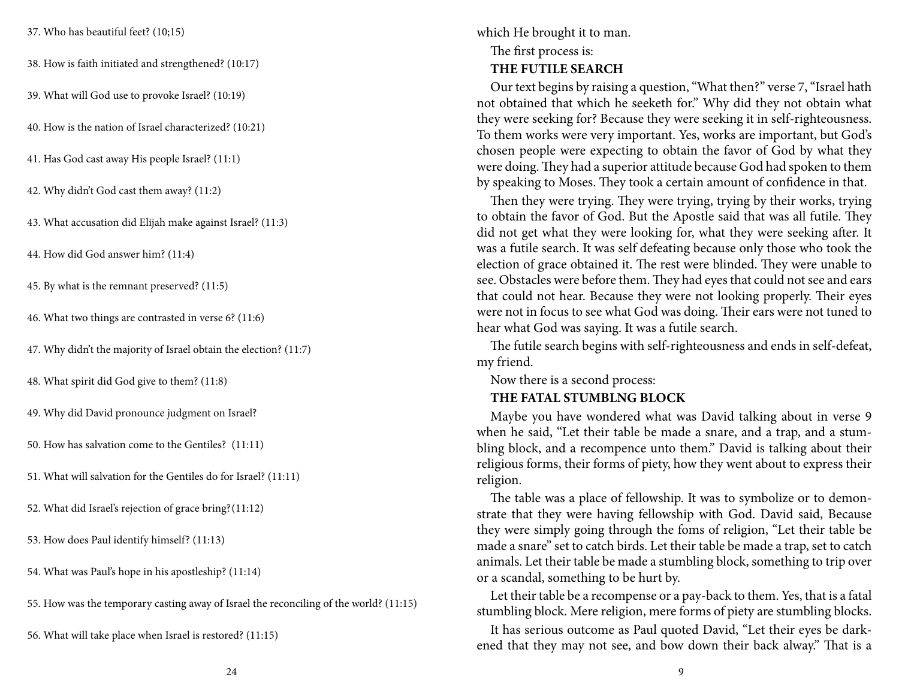37. Who has beautiful feet? (10;15)

38. How is faith initiated and strengthened? (10:17)

39. What will God use to provoke Israel? (10:19)

40. How is the nation of Israel characterized? (10:21)

41. Has God cast away His people Israel? (11:1)

42. Why didn't God cast them away? (11:2)

43. What accusation did Elijah make against Israel? (11:3)

44. How did God answer him? (11:4)

45. By what is the remnant preserved? (11:5)

46. What two things are contrasted in verse 6? (11:6)

47. Why didn't the majority of Israel obtain the election? (11:7)

48. What spirit did God give to them? (11:8)

49. Why did David pronounce judgment on Israel?

50. How has salvation come to the Gentiles? (11:11)

51. What will salvation for the Gentiles do for Israel? (11:11)

52. What did Israel's rejection of grace bring?(11:12)

53. How does Paul identify himself? (11:13)

54. What was Paul's hope in his apostleship? (11:14)

55. How was the temporary casting away of Israel the reconciling of the world? (11:15)

56. What will take place when Israel is restored? (11:15)

which He brought it to man.

The first process is:

**THE FUTILE SEARCH**

Our text begins by raising a question, "What then?" verse 7, "Israel hath not obtained that which he seeketh for." Why did they not obtain what they were seeking for? Because they were seeking it in self-righteousness. To them works were very important. Yes, works are important, but God's chosen people were expecting to obtain the favor of God by what they were doing. They had a superior attitude because God had spoken to them by speaking to Moses. They took a certain amount of confidence in that.

Then they were trying. They were trying, trying by their works, trying to obtain the favor of God. But the Apostle said that was all futile. They did not get what they were looking for, what they were seeking after. It was a futile search. It was self defeating because only those who took the election of grace obtained it. The rest were blinded. They were unable to see. Obstacles were before them. They had eyes that could not see and ears that could not hear. Because they were not looking properly. Their eyes were not in focus to see what God was doing. Their ears were not tuned to hear what God was saying. It was a futile search.

The futile search begins with self-righteousness and ends in self-defeat, my friend.

Now there is a second process:

**THE FATAL STUMBLNG BLOCK**

Maybe you have wondered what was David talking about in verse 9 when he said, "Let their table be made a snare, and a trap, and a stumbling block, and a recompence unto them." David is talking about their religious forms, their forms of piety, how they went about to express their religion.

The table was a place of fellowship. It was to symbolize or to demonstrate that they were having fellowship with God. David said, Because they were simply going through the foms of religion, "Let their table be made a snare" set to catch birds. Let their table be made a trap, set to catch animals. Let their table be made a stumbling block, something to trip over or a scandal, something to be hurt by.

Let their table be a recompense or a pay-back to them. Yes, that is a fatal stumbling block. Mere religion, mere forms of piety are stumbling blocks.

It has serious outcome as Paul quoted David, "Let their eyes be darkened that they may not see, and bow down their back alway." That is a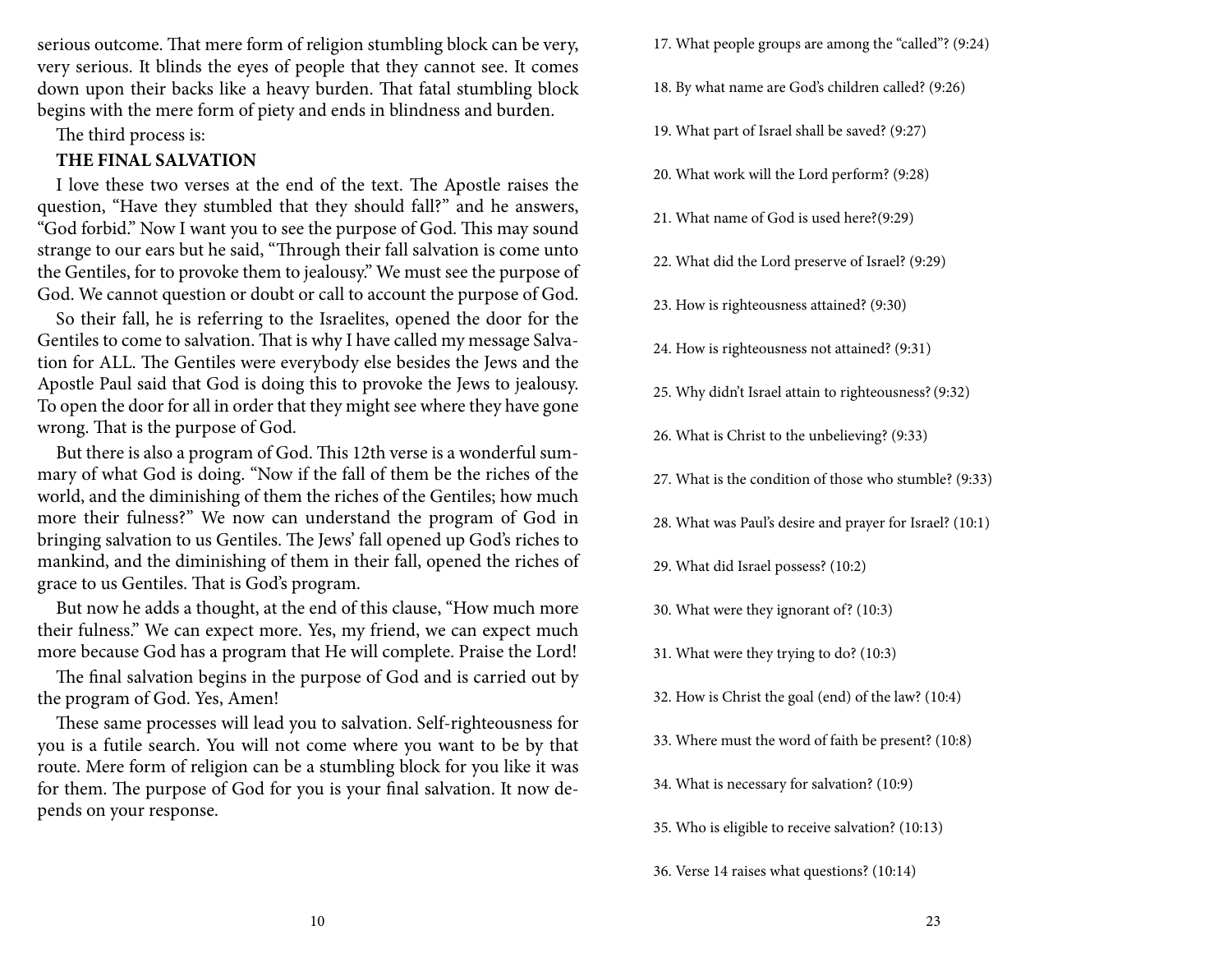serious outcome. That mere form of religion stumbling block can be very, very serious. It blinds the eyes of people that they cannot see. It comes down upon their backs like a heavy burden. That fatal stumbling block begins with the mere form of piety and ends in blindness and burden.

The third process is:

**THE FINAL SALVATION**

I love these two verses at the end of the text. The Apostle raises the question, "Have they stumbled that they should fall?" and he answers, "God forbid." Now I want you to see the purpose of God. This may sound strange to our ears but he said, "Through their fall salvation is come unto the Gentiles, for to provoke them to jealousy." We must see the purpose of God. We cannot question or doubt or call to account the purpose of God.

So their fall, he is referring to the Israelites, opened the door for the Gentiles to come to salvation. That is why I have called my message Salvation for ALL. The Gentiles were everybody else besides the Jews and the Apostle Paul said that God is doing this to provoke the Jews to jealousy. To open the door for all in order that they might see where they have gone wrong. That is the purpose of God.

But there is also a program of God. This 12th verse is a wonderful summary of what God is doing. "Now if the fall of them be the riches of the world, and the diminishing of them the riches of the Gentiles; how much more their fulness?" We now can understand the program of God in bringing salvation to us Gentiles. The Jews' fall opened up God's riches to mankind, and the diminishing of them in their fall, opened the riches of grace to us Gentiles. That is God's program.

But now he adds a thought, at the end of this clause, "How much more their fulness." We can expect more. Yes, my friend, we can expect much more because God has a program that He will complete. Praise the Lord!

The final salvation begins in the purpose of God and is carried out by the program of God. Yes, Amen!

These same processes will lead you to salvation. Self-righteousness for you is a futile search. You will not come where you want to be by that route. Mere form of religion can be a stumbling block for you like it was for them. The purpose of God for you is your final salvation. It now depends on your response.

17. What people groups are among the "called"? (9:24)

18. By what name are God's children called? (9:26)

19. What part of Israel shall be saved? (9:27)

20. What work will the Lord perform? (9:28)

21. What name of God is used here?(9:29)

22. What did the Lord preserve of Israel? (9:29)

23. How is righteousness attained? (9:30)

24. How is righteousness not attained? (9:31)

25. Why didn't Israel attain to righteousness? (9:32)

26. What is Christ to the unbelieving? (9:33)

27. What is the condition of those who stumble? (9:33)

28. What was Paul's desire and prayer for Israel? (10:1)

29. What did Israel possess? (10:2)

30. What were they ignorant of? (10:3)

31. What were they trying to do? (10:3)

32. How is Christ the goal (end) of the law? (10:4)

33. Where must the word of faith be present? (10:8)

34. What is necessary for salvation? (10:9)

35. Who is eligible to receive salvation? (10:13)

36. Verse 14 raises what questions? (10:14)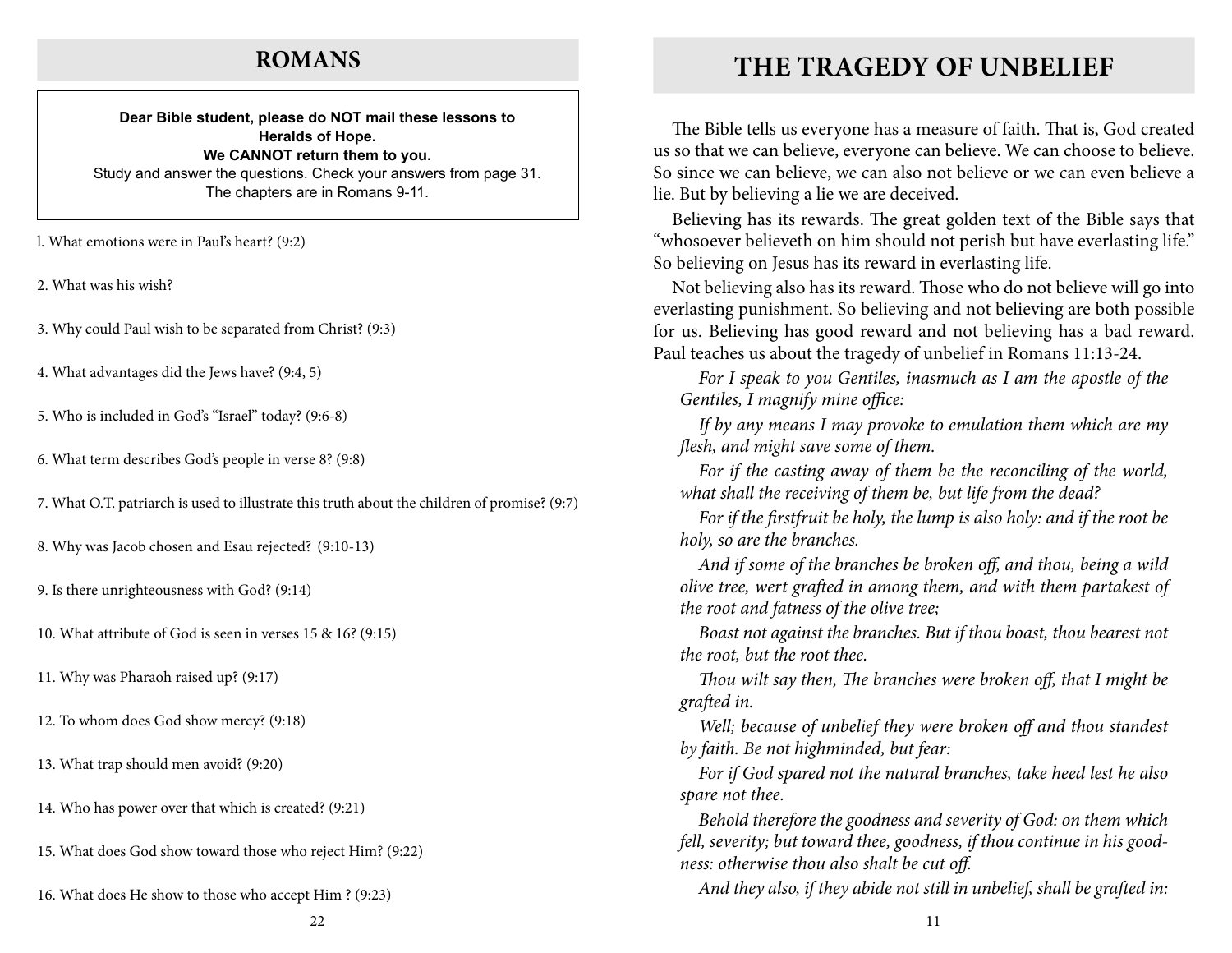## ROMANS

**Dear Bible student, please do NOT mail these lessons to Heralds of Hope.**
**We CANNOT return them to you.**
Study and answer the questions. Check your answers from page 31.
The chapters are in Romans 9-11.

1. What emotions were in Paul's heart? (9:2)

2. What was his wish?

3. Why could Paul wish to be separated from Christ? (9:3)

4. What advantages did the Jews have? (9:4, 5)

5. Who is included in God's "Israel" today? (9:6-8)

6. What term describes God's people in verse 8? (9:8)

7. What O.T. patriarch is used to illustrate this truth about the children of promise? (9:7)

8. Why was Jacob chosen and Esau rejected? (9:10-13)

9. Is there unrighteousness with God? (9:14)

10. What attribute of God is seen in verses 15 & 16? (9:15)

11. Why was Pharaoh raised up? (9:17)

12. To whom does God show mercy? (9:18)

13. What trap should men avoid? (9:20)

14. Who has power over that which is created? (9:21)

15. What does God show toward those who reject Him? (9:22)

16. What does He show to those who accept Him ? (9:23)

## THE TRAGEDY OF UNBELIEF

The Bible tells us everyone has a measure of faith. That is, God created us so that we can believe, everyone can believe. We can choose to believe. So since we can believe, we can also not believe or we can even believe a lie. But by believing a lie we are deceived.

Believing has its rewards. The great golden text of the Bible says that "whosoever believeth on him should not perish but have everlasting life." So believing on Jesus has its reward in everlasting life.

Not believing also has its reward. Those who do not believe will go into everlasting punishment. So believing and not believing are both possible for us. Believing has good reward and not believing has a bad reward. Paul teaches us about the tragedy of unbelief in Romans 11:13-24.

*For I speak to you Gentiles, inasmuch as I am the apostle of the Gentiles, I magnify mine office:*

*If by any means I may provoke to emulation them which are my flesh, and might save some of them.*

*For if the casting away of them be the reconciling of the world, what shall the receiving of them be, but life from the dead?*

*For if the firstfruit be holy, the lump is also holy: and if the root be holy, so are the branches.*

*And if some of the branches be broken off, and thou, being a wild olive tree, wert grafted in among them, and with them partakest of the root and fatness of the olive tree;*

*Boast not against the branches. But if thou boast, thou bearest not the root, but the root thee.*

*Thou wilt say then, The branches were broken off, that I might be grafted in.*

*Well; because of unbelief they were broken off and thou standest by faith. Be not highminded, but fear:*

*For if God spared not the natural branches, take heed lest he also spare not thee.*

*Behold therefore the goodness and severity of God: on them which fell, severity; but toward thee, goodness, if thou continue in his goodness: otherwise thou also shalt be cut off.*

*And they also, if they abide not still in unbelief, shall be grafted in:*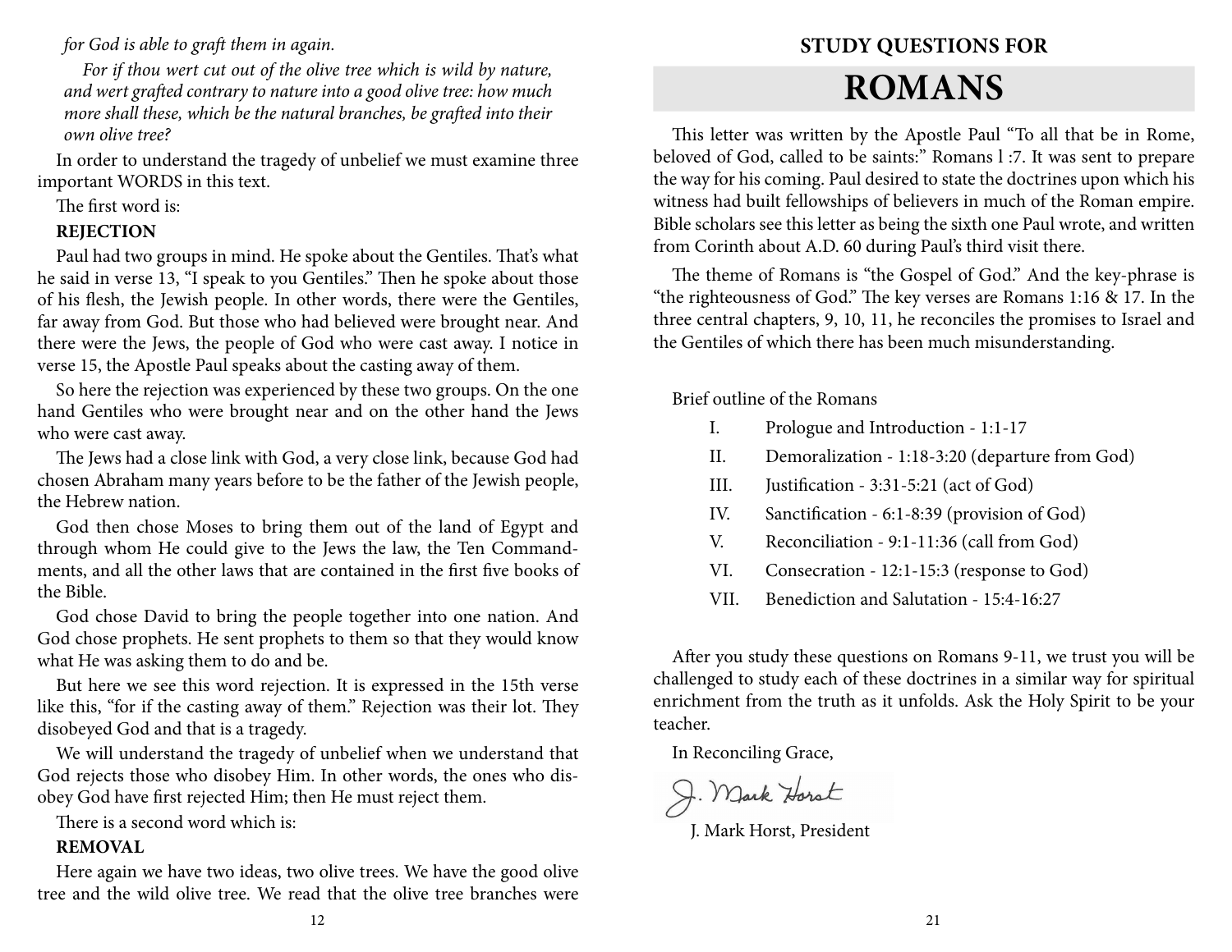*for God is able to graft them in again.*

*For if thou wert cut out of the olive tree which is wild by nature, and wert grafted contrary to nature into a good olive tree: how much more shall these, which be the natural branches, be grafted into their own olive tree?*

In order to understand the tragedy of unbelief we must examine three important WORDS in this text.

The first word is:

**REJECTION**

Paul had two groups in mind. He spoke about the Gentiles. That's what he said in verse 13, "I speak to you Gentiles." Then he spoke about those of his flesh, the Jewish people. In other words, there were the Gentiles, far away from God. But those who had believed were brought near. And there were the Jews, the people of God who were cast away. I notice in verse 15, the Apostle Paul speaks about the casting away of them.

So here the rejection was experienced by these two groups. On the one hand Gentiles who were brought near and on the other hand the Jews who were cast away.

The Jews had a close link with God, a very close link, because God had chosen Abraham many years before to be the father of the Jewish people, the Hebrew nation.

God then chose Moses to bring them out of the land of Egypt and through whom He could give to the Jews the law, the Ten Commandments, and all the other laws that are contained in the first five books of the Bible.

God chose David to bring the people together into one nation. And God chose prophets. He sent prophets to them so that they would know what He was asking them to do and be.

But here we see this word rejection. It is expressed in the 15th verse like this, "for if the casting away of them." Rejection was their lot. They disobeyed God and that is a tragedy.

We will understand the tragedy of unbelief when we understand that God rejects those who disobey Him. In other words, the ones who disobey God have first rejected Him; then He must reject them.

There is a second word which is:

**REMOVAL**

Here again we have two ideas, two olive trees. We have the good olive tree and the wild olive tree. We read that the olive tree branches were

## STUDY QUESTIONS FOR

# ROMANS

This letter was written by the Apostle Paul "To all that be in Rome, beloved of God, called to be saints:" Romans l :7. It was sent to prepare the way for his coming. Paul desired to state the doctrines upon which his witness had built fellowships of believers in much of the Roman empire. Bible scholars see this letter as being the sixth one Paul wrote, and written from Corinth about A.D. 60 during Paul's third visit there.

The theme of Romans is "the Gospel of God." And the key-phrase is "the righteousness of God." The key verses are Romans 1:16 & 17. In the three central chapters, 9, 10, 11, he reconciles the promises to Israel and the Gentiles of which there has been much misunderstanding.

Brief outline of the Romans

I. Prologue and Introduction - 1:1-17
II. Demoralization - 1:18-3:20 (departure from God)
III. Justification - 3:31-5:21 (act of God)
IV. Sanctification - 6:1-8:39 (provision of God)
V. Reconciliation - 9:1-11:36 (call from God)
VI. Consecration - 12:1-15:3 (response to God)
VII. Benediction and Salutation - 15:4-16:27

After you study these questions on Romans 9-11, we trust you will be challenged to study each of these doctrines in a similar way for spiritual enrichment from the truth as it unfolds. Ask the Holy Spirit to be your teacher.

In Reconciling Grace,

J. Mark Horst

J. Mark Horst, President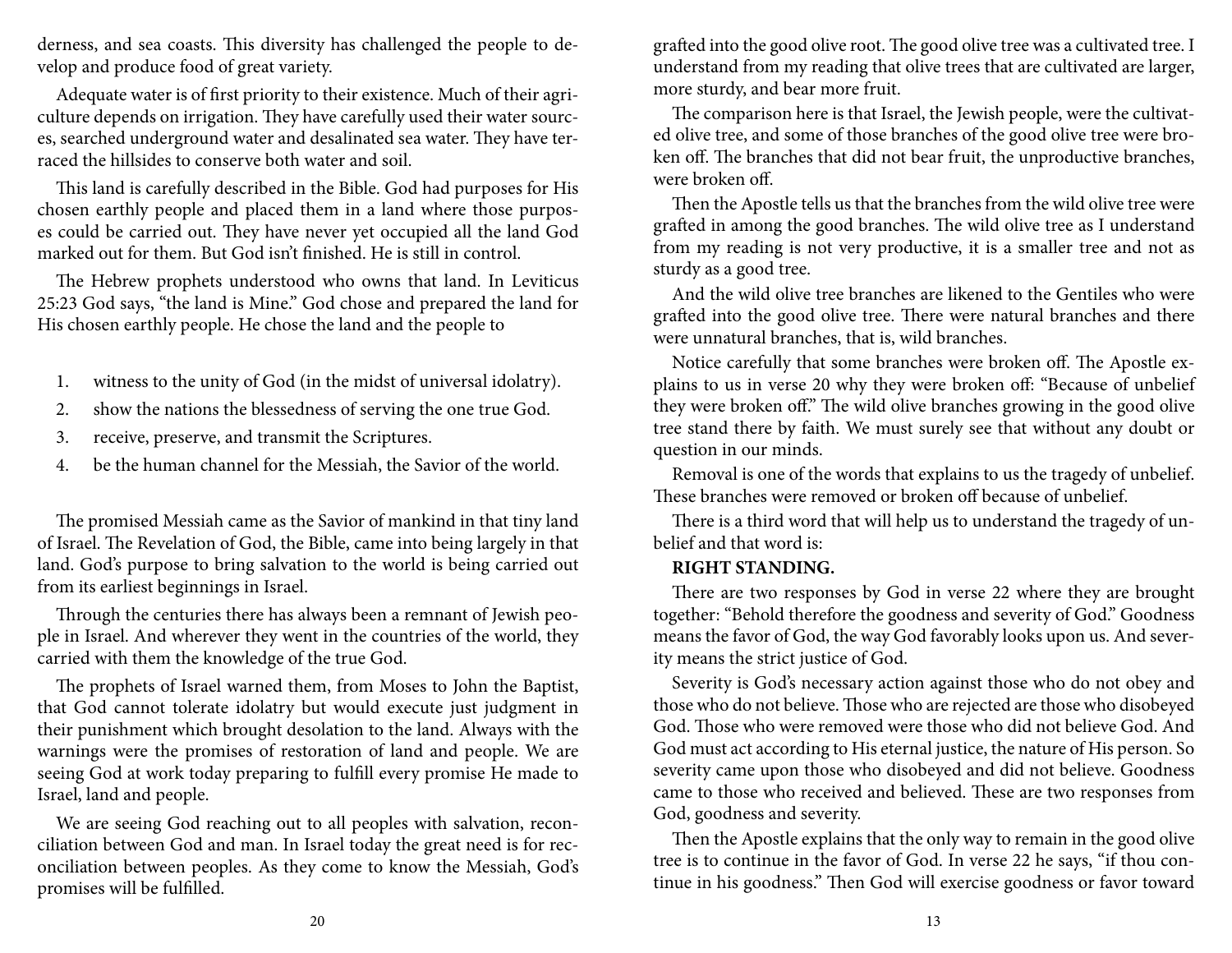derness, and sea coasts. This diversity has challenged the people to develop and produce food of great variety.

Adequate water is of first priority to their existence. Much of their agriculture depends on irrigation. They have carefully used their water sources, searched underground water and desalinated sea water. They have terraced the hillsides to conserve both water and soil.

This land is carefully described in the Bible. God had purposes for His chosen earthly people and placed them in a land where those purposes could be carried out. They have never yet occupied all the land God marked out for them. But God isn't finished. He is still in control.

The Hebrew prophets understood who owns that land. In Leviticus 25:23 God says, "the land is Mine." God chose and prepared the land for His chosen earthly people. He chose the land and the people to

1. witness to the unity of God (in the midst of universal idolatry).
2. show the nations the blessedness of serving the one true God.
3. receive, preserve, and transmit the Scriptures.
4. be the human channel for the Messiah, the Savior of the world.

The promised Messiah came as the Savior of mankind in that tiny land of Israel. The Revelation of God, the Bible, came into being largely in that land. God's purpose to bring salvation to the world is being carried out from its earliest beginnings in Israel.

Through the centuries there has always been a remnant of Jewish people in Israel. And wherever they went in the countries of the world, they carried with them the knowledge of the true God.

The prophets of Israel warned them, from Moses to John the Baptist, that God cannot tolerate idolatry but would execute just judgment in their punishment which brought desolation to the land. Always with the warnings were the promises of restoration of land and people. We are seeing God at work today preparing to fulfill every promise He made to Israel, land and people.

We are seeing God reaching out to all peoples with salvation, reconciliation between God and man. In Israel today the great need is for reconciliation between peoples. As they come to know the Messiah, God's promises will be fulfilled.

grafted into the good olive root. The good olive tree was a cultivated tree. I understand from my reading that olive trees that are cultivated are larger, more sturdy, and bear more fruit.

The comparison here is that Israel, the Jewish people, were the cultivated olive tree, and some of those branches of the good olive tree were broken off. The branches that did not bear fruit, the unproductive branches, were broken off.

Then the Apostle tells us that the branches from the wild olive tree were grafted in among the good branches. The wild olive tree as I understand from my reading is not very productive, it is a smaller tree and not as sturdy as a good tree.

And the wild olive tree branches are likened to the Gentiles who were grafted into the good olive tree. There were natural branches and there were unnatural branches, that is, wild branches.

Notice carefully that some branches were broken off. The Apostle explains to us in verse 20 why they were broken off: "Because of unbelief they were broken off." The wild olive branches growing in the good olive tree stand there by faith. We must surely see that without any doubt or question in our minds.

Removal is one of the words that explains to us the tragedy of unbelief. These branches were removed or broken off because of unbelief.

There is a third word that will help us to understand the tragedy of unbelief and that word is:

**RIGHT STANDING.**

There are two responses by God in verse 22 where they are brought together: "Behold therefore the goodness and severity of God." Goodness means the favor of God, the way God favorably looks upon us. And severity means the strict justice of God.

Severity is God's necessary action against those who do not obey and those who do not believe. Those who are rejected are those who disobeyed God. Those who were removed were those who did not believe God. And God must act according to His eternal justice, the nature of His person. So severity came upon those who disobeyed and did not believe. Goodness came to those who received and believed. These are two responses from God, goodness and severity.

Then the Apostle explains that the only way to remain in the good olive tree is to continue in the favor of God. In verse 22 he says, "if thou continue in his goodness." Then God will exercise goodness or favor toward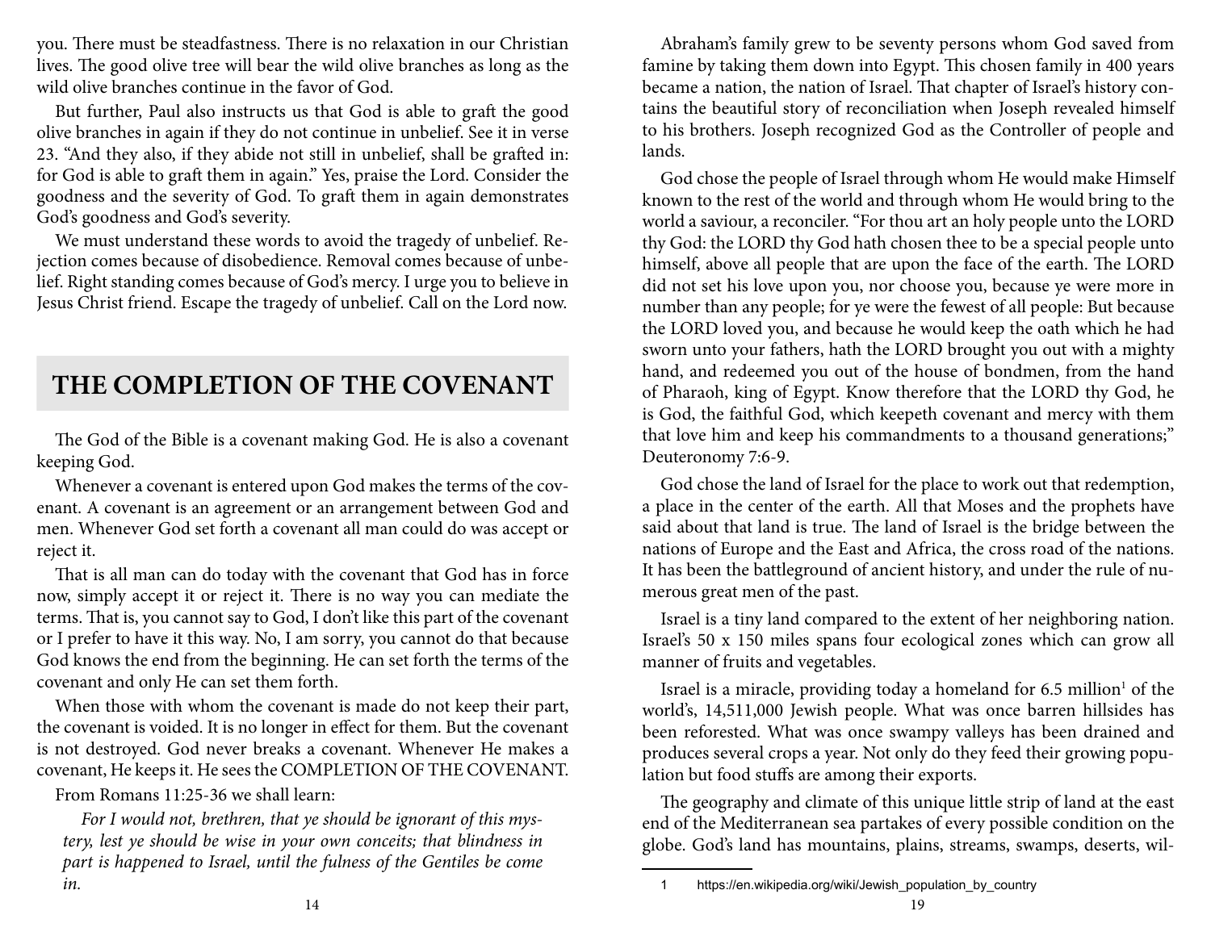you. There must be steadfastness. There is no relaxation in our Christian lives. The good olive tree will bear the wild olive branches as long as the wild olive branches continue in the favor of God.

But further, Paul also instructs us that God is able to graft the good olive branches in again if they do not continue in unbelief. See it in verse 23. "And they also, if they abide not still in unbelief, shall be grafted in: for God is able to graft them in again." Yes, praise the Lord. Consider the goodness and the severity of God. To graft them in again demonstrates God's goodness and God's severity.

We must understand these words to avoid the tragedy of unbelief. Rejection comes because of disobedience. Removal comes because of unbelief. Right standing comes because of God's mercy. I urge you to believe in Jesus Christ friend. Escape the tragedy of unbelief. Call on the Lord now.

## THE COMPLETION OF THE COVENANT

The God of the Bible is a covenant making God. He is also a covenant keeping God.

Whenever a covenant is entered upon God makes the terms of the covenant. A covenant is an agreement or an arrangement between God and men. Whenever God set forth a covenant all man could do was accept or reject it.

That is all man can do today with the covenant that God has in force now, simply accept it or reject it. There is no way you can mediate the terms. That is, you cannot say to God, I don't like this part of the covenant or I prefer to have it this way. No, I am sorry, you cannot do that because God knows the end from the beginning. He can set forth the terms of the covenant and only He can set them forth.

When those with whom the covenant is made do not keep their part, the covenant is voided. It is no longer in effect for them. But the covenant is not destroyed. God never breaks a covenant. Whenever He makes a covenant, He keeps it. He sees the COMPLETION OF THE COVENANT.

From Romans 11:25-36 we shall learn:

> *For I would not, brethren, that ye should be ignorant of this mystery, lest ye should be wise in your own conceits; that blindness in part is happened to Israel, until the fulness of the Gentiles be come in.*

Abraham's family grew to be seventy persons whom God saved from famine by taking them down into Egypt. This chosen family in 400 years became a nation, the nation of Israel. That chapter of Israel's history contains the beautiful story of reconciliation when Joseph revealed himself to his brothers. Joseph recognized God as the Controller of people and lands.

God chose the people of Israel through whom He would make Himself known to the rest of the world and through whom He would bring to the world a saviour, a reconciler. "For thou art an holy people unto the LORD thy God: the LORD thy God hath chosen thee to be a special people unto himself, above all people that are upon the face of the earth. The LORD did not set his love upon you, nor choose you, because ye were more in number than any people; for ye were the fewest of all people: But because the LORD loved you, and because he would keep the oath which he had sworn unto your fathers, hath the LORD brought you out with a mighty hand, and redeemed you out of the house of bondmen, from the hand of Pharaoh, king of Egypt. Know therefore that the LORD thy God, he is God, the faithful God, which keepeth covenant and mercy with them that love him and keep his commandments to a thousand generations;" Deuteronomy 7:6-9.

God chose the land of Israel for the place to work out that redemption, a place in the center of the earth. All that Moses and the prophets have said about that land is true. The land of Israel is the bridge between the nations of Europe and the East and Africa, the cross road of the nations. It has been the battleground of ancient history, and under the rule of numerous great men of the past.

Israel is a tiny land compared to the extent of her neighboring nation. Israel's 50 x 150 miles spans four ecological zones which can grow all manner of fruits and vegetables.

Israel is a miracle, providing today a homeland for 6.5 million[1] of the world's, 14,511,000 Jewish people. What was once barren hillsides has been reforested. What was once swampy valleys has been drained and produces several crops a year. Not only do they feed their growing population but food stuffs are among their exports.

The geography and climate of this unique little strip of land at the east end of the Mediterranean sea partakes of every possible condition on the globe. God's land has mountains, plains, streams, swamps, deserts, wil-

[1] https://en.wikipedia.org/wiki/Jewish_population_by_country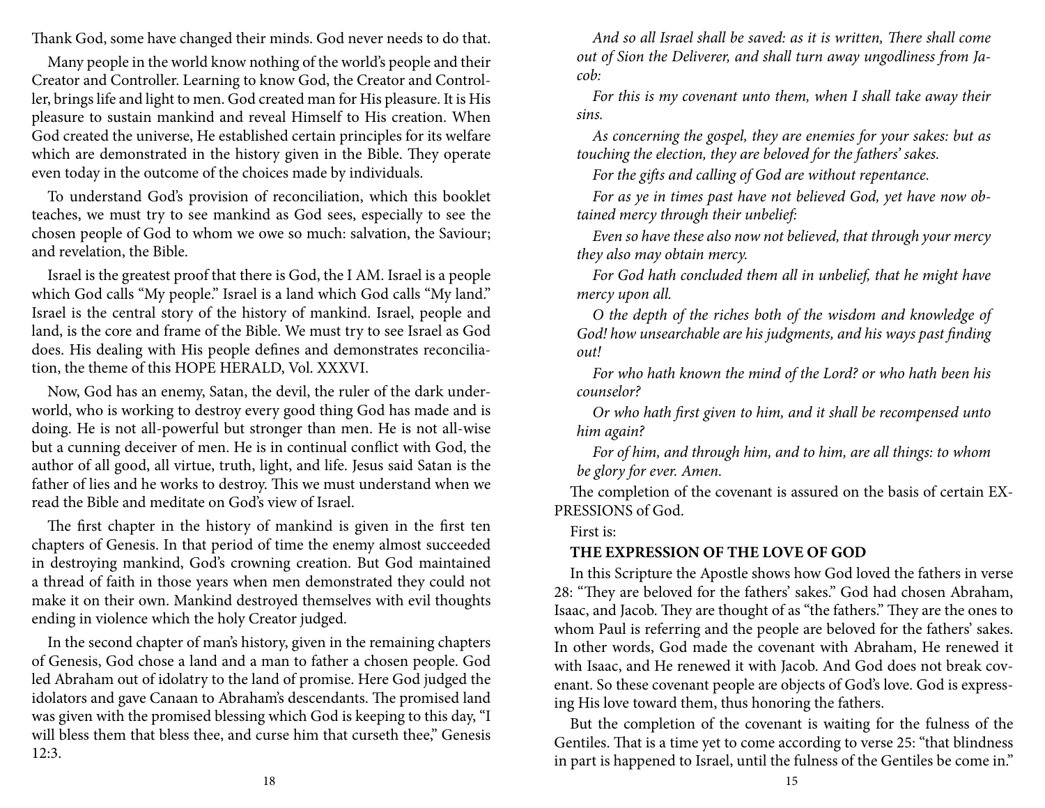Thank God, some have changed their minds. God never needs to do that.

Many people in the world know nothing of the world's people and their Creator and Controller. Learning to know God, the Creator and Controller, brings life and light to men. God created man for His pleasure. It is His pleasure to sustain mankind and reveal Himself to His creation. When God created the universe, He established certain principles for its welfare which are demonstrated in the history given in the Bible. They operate even today in the outcome of the choices made by individuals.

To understand God's provision of reconciliation, which this booklet teaches, we must try to see mankind as God sees, especially to see the chosen people of God to whom we owe so much: salvation, the Saviour; and revelation, the Bible.

Israel is the greatest proof that there is God, the I AM. Israel is a people which God calls "My people." Israel is a land which God calls "My land." Israel is the central story of the history of mankind. Israel, people and land, is the core and frame of the Bible. We must try to see Israel as God does. His dealing with His people defines and demonstrates reconciliation, the theme of this HOPE HERALD, Vol. XXXVI.

Now, God has an enemy, Satan, the devil, the ruler of the dark underworld, who is working to destroy every good thing God has made and is doing. He is not all-powerful but stronger than men. He is not all-wise but a cunning deceiver of men. He is in continual conflict with God, the author of all good, all virtue, truth, light, and life. Jesus said Satan is the father of lies and he works to destroy. This we must understand when we read the Bible and meditate on God's view of Israel.

The first chapter in the history of mankind is given in the first ten chapters of Genesis. In that period of time the enemy almost succeeded in destroying mankind, God's crowning creation. But God maintained a thread of faith in those years when men demonstrated they could not make it on their own. Mankind destroyed themselves with evil thoughts ending in violence which the holy Creator judged.

In the second chapter of man's history, given in the remaining chapters of Genesis, God chose a land and a man to father a chosen people. God led Abraham out of idolatry to the land of promise. Here God judged the idolators and gave Canaan to Abraham's descendants. The promised land was given with the promised blessing which God is keeping to this day, "I will bless them that bless thee, and curse him that curseth thee," Genesis 12:3.

*And so all Israel shall be saved: as it is written, There shall come out of Sion the Deliverer, and shall turn away ungodliness from Jacob:*

*For this is my covenant unto them, when I shall take away their sins.*

*As concerning the gospel, they are enemies for your sakes: but as touching the election, they are beloved for the fathers' sakes.*

*For the gifts and calling of God are without repentance.*

*For as ye in times past have not believed God, yet have now obtained mercy through their unbelief:*

*Even so have these also now not believed, that through your mercy they also may obtain mercy.*

*For God hath concluded them all in unbelief, that he might have mercy upon all.*

*O the depth of the riches both of the wisdom and knowledge of God! how unsearchable are his judgments, and his ways past finding out!*

*For who hath known the mind of the Lord? or who hath been his counselor?*

*Or who hath first given to him, and it shall be recompensed unto him again?*

*For of him, and through him, and to him, are all things: to whom be glory for ever. Amen.*

The completion of the covenant is assured on the basis of certain EXPRESSIONS of God.

First is:

**THE EXPRESSION OF THE LOVE OF GOD**

In this Scripture the Apostle shows how God loved the fathers in verse 28: "They are beloved for the fathers' sakes." God had chosen Abraham, Isaac, and Jacob. They are thought of as "the fathers." They are the ones to whom Paul is referring and the people are beloved for the fathers' sakes. In other words, God made the covenant with Abraham, He renewed it with Isaac, and He renewed it with Jacob. And God does not break covenant. So these covenant people are objects of God's love. God is expressing His love toward them, thus honoring the fathers.

But the completion of the covenant is waiting for the fulness of the Gentiles. That is a time yet to come according to verse 25: "that blindness in part is happened to Israel, until the fulness of the Gentiles be come in."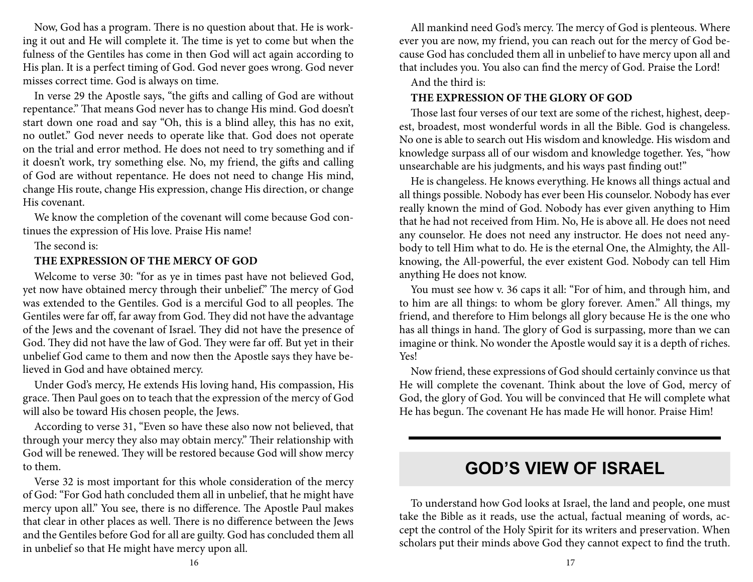Now, God has a program. There is no question about that. He is working it out and He will complete it. The time is yet to come but when the fulness of the Gentiles has come in then God will act again according to His plan. It is a perfect timing of God. God never goes wrong. God never misses correct time. God is always on time.

In verse 29 the Apostle says, "the gifts and calling of God are without repentance." That means God never has to change His mind. God doesn't start down one road and say "Oh, this is a blind alley, this has no exit, no outlet." God never needs to operate like that. God does not operate on the trial and error method. He does not need to try something and if it doesn't work, try something else. No, my friend, the gifts and calling of God are without repentance. He does not need to change His mind, change His route, change His expression, change His direction, or change His covenant.

We know the completion of the covenant will come because God continues the expression of His love. Praise His name!

The second is:

**THE EXPRESSION OF THE MERCY OF GOD**

Welcome to verse 30: "for as ye in times past have not believed God, yet now have obtained mercy through their unbelief." The mercy of God was extended to the Gentiles. God is a merciful God to all peoples. The Gentiles were far off, far away from God. They did not have the advantage of the Jews and the covenant of Israel. They did not have the presence of God. They did not have the law of God. They were far off. But yet in their unbelief God came to them and now then the Apostle says they have believed in God and have obtained mercy.

Under God's mercy, He extends His loving hand, His compassion, His grace. Then Paul goes on to teach that the expression of the mercy of God will also be toward His chosen people, the Jews.

According to verse 31, "Even so have these also now not believed, that through your mercy they also may obtain mercy." Their relationship with God will be renewed. They will be restored because God will show mercy to them.

Verse 32 is most important for this whole consideration of the mercy of God: "For God hath concluded them all in unbelief, that he might have mercy upon all." You see, there is no difference. The Apostle Paul makes that clear in other places as well. There is no difference between the Jews and the Gentiles before God for all are guilty. God has concluded them all in unbelief so that He might have mercy upon all.

All mankind need God's mercy. The mercy of God is plenteous. Where ever you are now, my friend, you can reach out for the mercy of God because God has concluded them all in unbelief to have mercy upon all and that includes you. You also can find the mercy of God. Praise the Lord!

And the third is:

**THE EXPRESSION OF THE GLORY OF GOD**

Those last four verses of our text are some of the richest, highest, deepest, broadest, most wonderful words in all the Bible. God is changeless. No one is able to search out His wisdom and knowledge. His wisdom and knowledge surpass all of our wisdom and knowledge together. Yes, "how unsearchable are his judgments, and his ways past finding out!"

He is changeless. He knows everything. He knows all things actual and all things possible. Nobody has ever been His counselor. Nobody has ever really known the mind of God. Nobody has ever given anything to Him that he had not received from Him. No, He is above all. He does not need any counselor. He does not need any instructor. He does not need anybody to tell Him what to do. He is the eternal One, the Almighty, the All-knowing, the All-powerful, the ever existent God. Nobody can tell Him anything He does not know.

You must see how v. 36 caps it all: "For of him, and through him, and to him are all things: to whom be glory forever. Amen." All things, my friend, and therefore to Him belongs all glory because He is the one who has all things in hand. The glory of God is surpassing, more than we can imagine or think. No wonder the Apostle would say it is a depth of riches. Yes!

Now friend, these expressions of God should certainly convince us that He will complete the covenant. Think about the love of God, mercy of God, the glory of God. You will be convinced that He will complete what He has begun. The covenant He has made He will honor. Praise Him!

---

# GOD'S VIEW OF ISRAEL

To understand how God looks at Israel, the land and people, one must take the Bible as it reads, use the actual, factual meaning of words, accept the control of the Holy Spirit for its writers and preservation. When scholars put their minds above God they cannot expect to find the truth.